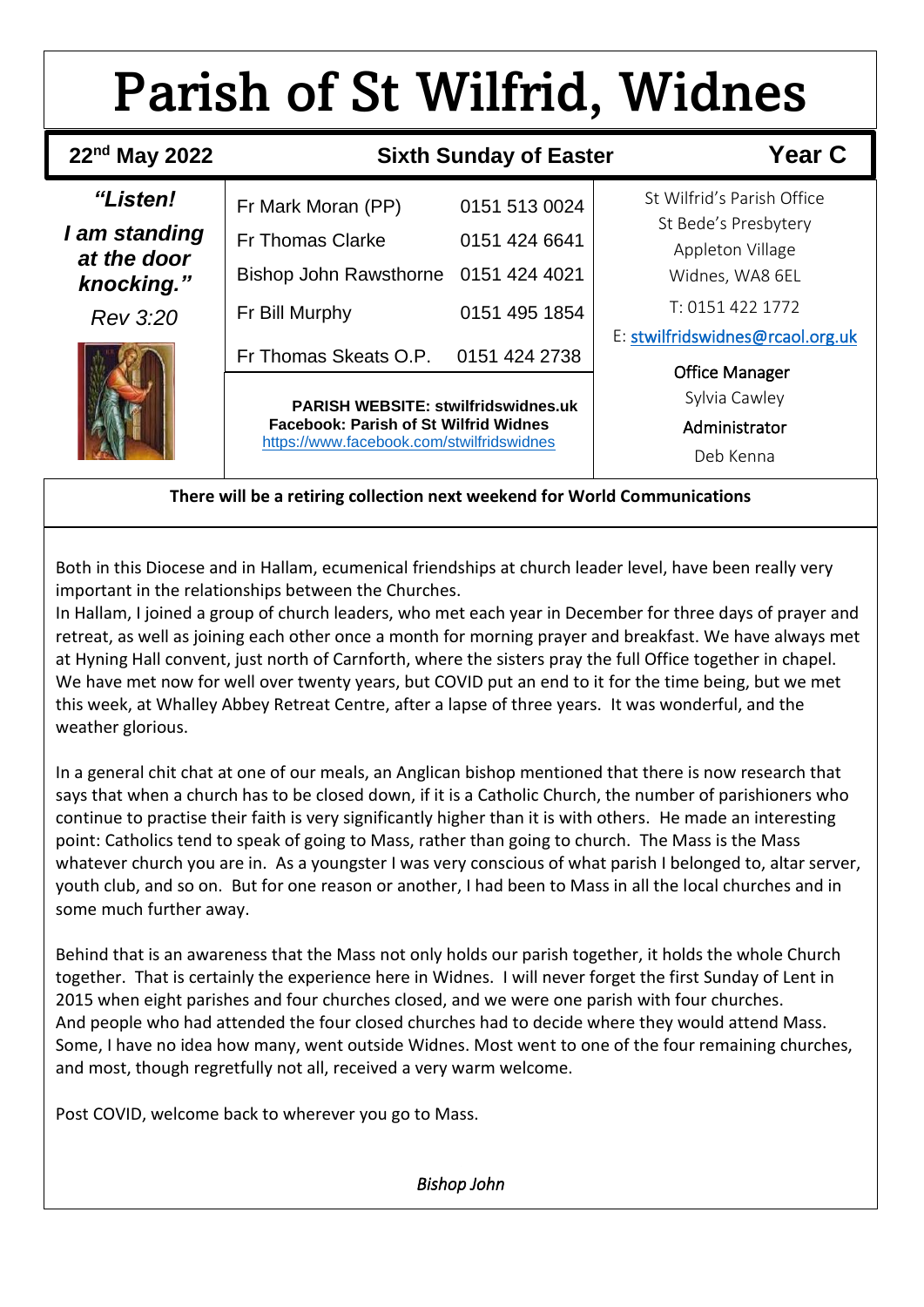# Parish of St Wilfrid, Widnes

| 22nd May 2022 | Sixth Sunday of Easter | Year C |
|---|---|---|

***"Listen!***
***I am standing at the door knocking."***
*Rev 3:20*

| | |
|---|---|
| Fr Mark Moran (PP) | 0151 513 0024 |
| Fr Thomas Clarke | 0151 424 6641 |
| Bishop John Rawsthorne | 0151 424 4021 |
| Fr Bill Murphy | 0151 495 1854 |
| Fr Thomas Skeats O.P. | 0151 424 2738 |

**PARISH WEBSITE: stwilfridswidnes.uk**
**Facebook: Parish of St Wilfrid Widnes**
https://www.facebook.com/stwilfridswidnes

St Wilfrid's Parish Office
St Bede's Presbytery
Appleton Village
Widnes, WA8 6EL
T: 0151 422 1772
E: stwilfridswidnes@rcaol.org.uk

Office Manager
Sylvia Cawley

Administrator
Deb Kenna

**There will be a retiring collection next weekend for World Communications**

Both in this Diocese and in Hallam, ecumenical friendships at church leader level, have been really very important in the relationships between the Churches.
In Hallam, I joined a group of church leaders, who met each year in December for three days of prayer and retreat, as well as joining each other once a month for morning prayer and breakfast. We have always met at Hyning Hall convent, just north of Carnforth, where the sisters pray the full Office together in chapel. We have met now for well over twenty years, but COVID put an end to it for the time being, but we met this week, at Whalley Abbey Retreat Centre, after a lapse of three years. It was wonderful, and the weather glorious.

In a general chit chat at one of our meals, an Anglican bishop mentioned that there is now research that says that when a church has to be closed down, if it is a Catholic Church, the number of parishioners who continue to practise their faith is very significantly higher than it is with others. He made an interesting point: Catholics tend to speak of going to Mass, rather than going to church. The Mass is the Mass whatever church you are in. As a youngster I was very conscious of what parish I belonged to, altar server, youth club, and so on. But for one reason or another, I had been to Mass in all the local churches and in some much further away.

Behind that is an awareness that the Mass not only holds our parish together, it holds the whole Church together. That is certainly the experience here in Widnes. I will never forget the first Sunday of Lent in 2015 when eight parishes and four churches closed, and we were one parish with four churches.
And people who had attended the four closed churches had to decide where they would attend Mass. Some, I have no idea how many, went outside Widnes. Most went to one of the four remaining churches, and most, though regretfully not all, received a very warm welcome.

Post COVID, welcome back to wherever you go to Mass.

*Bishop John*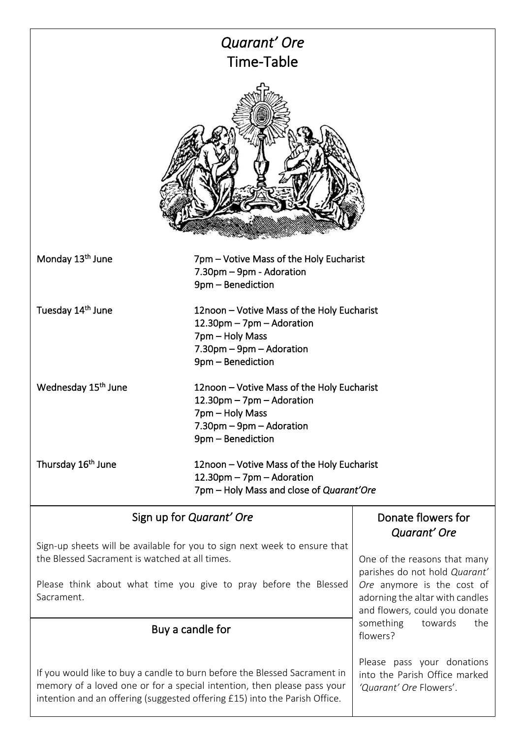# *Quarant' Ore*
# Time-Table

**Monday 13th June**
- 7pm – Votive Mass of the Holy Eucharist
- 7.30pm – 9pm - Adoration
- 9pm – Benediction

**Tuesday 14th June**
- 12noon – Votive Mass of the Holy Eucharist
- 12.30pm – 7pm – Adoration
- 7pm – Holy Mass
- 7.30pm – 9pm – Adoration
- 9pm – Benediction

**Wednesday 15th June**
- 12noon – Votive Mass of the Holy Eucharist
- 12.30pm – 7pm – Adoration
- 7pm – Holy Mass
- 7.30pm – 9pm – Adoration
- 9pm – Benediction

**Thursday 16th June**
- 12noon – Votive Mass of the Holy Eucharist
- 12.30pm – 7pm – Adoration
- 7pm – Holy Mass and close of *Quarant'Ore*

## Sign up for *Quarant' Ore*

Sign-up sheets will be available for you to sign next week to ensure that the Blessed Sacrament is watched at all times.

Please think about what time you give to pray before the Blessed Sacrament.

## Buy a candle for

If you would like to buy a candle to burn before the Blessed Sacrament in memory of a loved one or for a special intention, then please pass your intention and an offering (suggested offering £15) into the Parish Office.

## Donate flowers for *Quarant' Ore*

One of the reasons that many parishes do not hold *Quarant' Ore* anymore is the cost of adorning the altar with candles and flowers, could you donate something towards the flowers?

Please pass your donations into the Parish Office marked *'Quarant' Ore* Flowers'.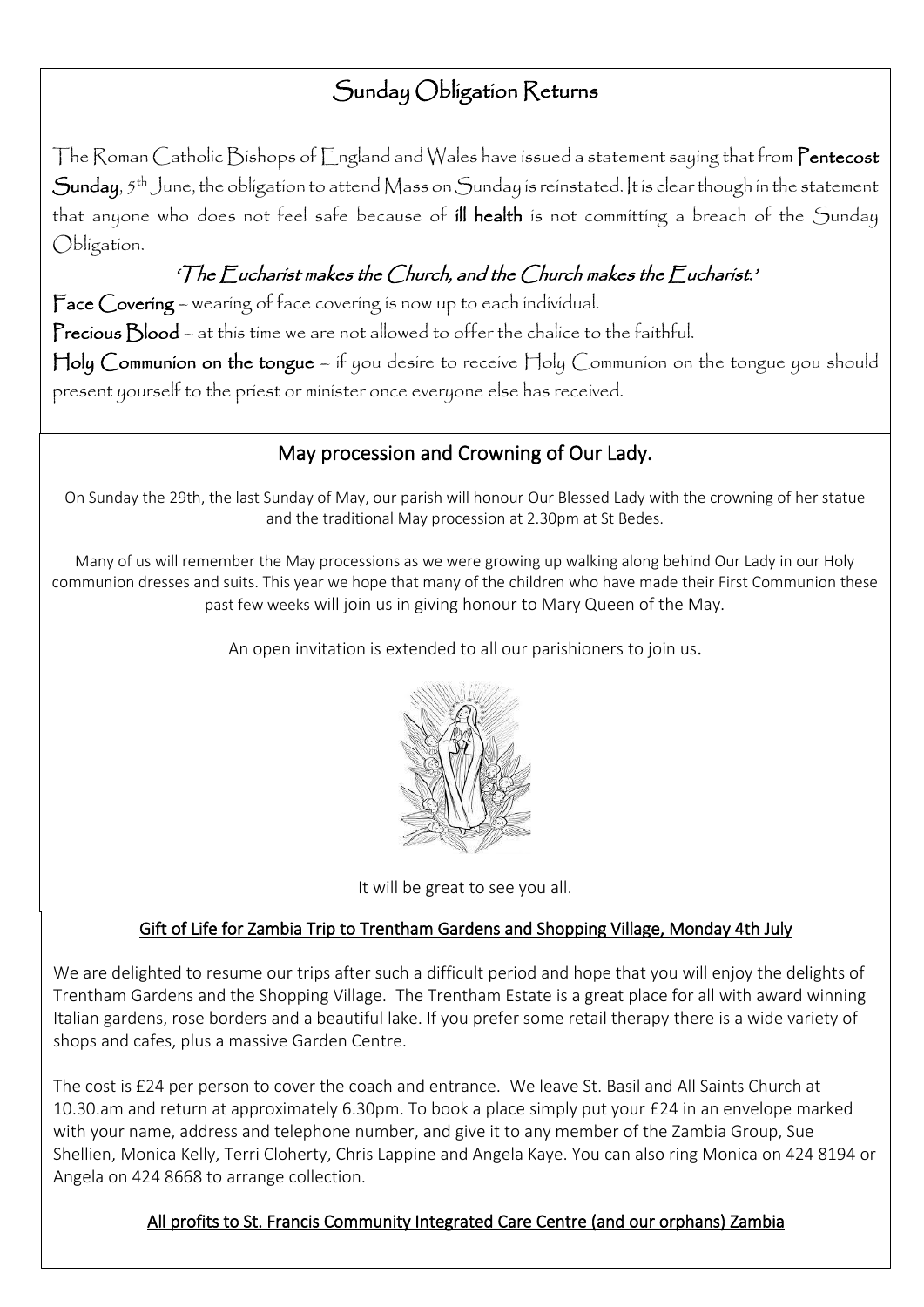## Sunday Obligation Returns

The Roman Catholic Bishops of England and Wales have issued a statement saying that from **Pentecost Sunday**, 5th June, the obligation to attend Mass on Sunday is reinstated. It is clear though in the statement that anyone who does not feel safe because of **ill health** is not committing a breach of the Sunday Obligation.

*'The Eucharist makes the Church, and the Church makes the Eucharist.'*

**Face Covering** – wearing of face covering is now up to each individual.

**Precious Blood** – at this time we are not allowed to offer the chalice to the faithful.

**Holy Communion on the tongue** – if you desire to receive Holy Communion on the tongue you should present yourself to the priest or minister once everyone else has received.

## May procession and Crowning of Our Lady.

On Sunday the 29th, the last Sunday of May, our parish will honour Our Blessed Lady with the crowning of her statue and the traditional May procession at 2.30pm at St Bedes.

Many of us will remember the May processions as we were growing up walking along behind Our Lady in our Holy communion dresses and suits. This year we hope that many of the children who have made their First Communion these past few weeks will join us in giving honour to Mary Queen of the May.

An open invitation is extended to all our parishioners to join us.

It will be great to see you all.

## Gift of Life for Zambia Trip to Trentham Gardens and Shopping Village, Monday 4th July

We are delighted to resume our trips after such a difficult period and hope that you will enjoy the delights of Trentham Gardens and the Shopping Village. The Trentham Estate is a great place for all with award winning Italian gardens, rose borders and a beautiful lake. If you prefer some retail therapy there is a wide variety of shops and cafes, plus a massive Garden Centre.

The cost is £24 per person to cover the coach and entrance. We leave St. Basil and All Saints Church at 10.30.am and return at approximately 6.30pm. To book a place simply put your £24 in an envelope marked with your name, address and telephone number, and give it to any member of the Zambia Group, Sue Shellien, Monica Kelly, Terri Cloherty, Chris Lappine and Angela Kaye. You can also ring Monica on 424 8194 or Angela on 424 8668 to arrange collection.

**All profits to St. Francis Community Integrated Care Centre (and our orphans) Zambia**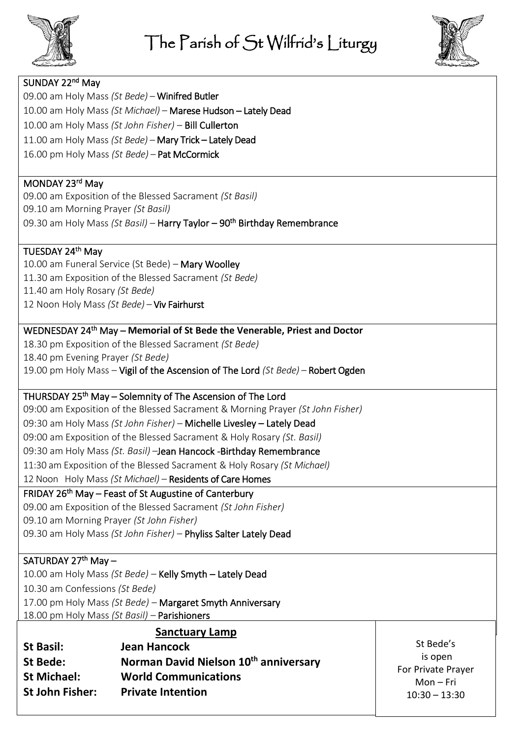# The Parish of St Wilfrid's Liturgy

**SUNDAY 22nd May**

09.00 am Holy Mass *(St Bede)* – **Winifred Butler**
10.00 am Holy Mass *(St Michael)* – **Marese Hudson – Lately Dead**
10.00 am Holy Mass *(St John Fisher)* – **Bill Cullerton**
11.00 am Holy Mass *(St Bede)* – **Mary Trick – Lately Dead**
16.00 pm Holy Mass *(St Bede)* – **Pat McCormick**

**MONDAY 23rd May**

09.00 am Exposition of the Blessed Sacrament *(St Basil)*
09.10 am Morning Prayer *(St Basil)*
09.30 am Holy Mass *(St Basil)* – **Harry Taylor – 90th Birthday Remembrance**

**TUESDAY 24th May**

10.00 am Funeral Service (St Bede) – **Mary Woolley**
11.30 am Exposition of the Blessed Sacrament *(St Bede)*
11.40 am Holy Rosary *(St Bede)*
12 Noon Holy Mass *(St Bede)* – **Viv Fairhurst**

**WEDNESDAY 24th May – Memorial of St Bede the Venerable, Priest and Doctor**

18.30 pm Exposition of the Blessed Sacrament *(St Bede)*
18.40 pm Evening Prayer *(St Bede)*
19.00 pm Holy Mass – **Vigil of the Ascension of The Lord** *(St Bede)* – **Robert Ogden**

**THURSDAY 25th May – Solemnity of The Ascension of The Lord**

09:00 am Exposition of the Blessed Sacrament & Morning Prayer *(St John Fisher)*
09:30 am Holy Mass *(St John Fisher)* – **Michelle Livesley – Lately Dead**
09:00 am Exposition of the Blessed Sacrament & Holy Rosary *(St. Basil)*
09:30 am Holy Mass *(St. Basil)* –**Jean Hancock -Birthday Remembrance**
11:30 am Exposition of the Blessed Sacrament & Holy Rosary *(St Michael)*
12 Noon Holy Mass *(St Michael)* – **Residents of Care Homes**

**FRIDAY 26th May – Feast of St Augustine of Canterbury**

09.00 am Exposition of the Blessed Sacrament *(St John Fisher)*
09.10 am Morning Prayer *(St John Fisher)*
09.30 am Holy Mass *(St John Fisher)* – **Phyliss Salter Lately Dead**

**SATURDAY 27th May –**

10.00 am Holy Mass *(St Bede)* – **Kelly Smyth – Lately Dead**
10.30 am Confessions *(St Bede)*
17.00 pm Holy Mass *(St Bede)* – **Margaret Smyth Anniversary**
18.00 pm Holy Mass *(St Basil)* – **Parishioners**

**Sanctuary Lamp**

| | |
|---|---|
| **St Basil:** | **Jean Hancock** |
| **St Bede:** | **Norman David Nielson 10th anniversary** |
| **St Michael:** | **World Communications** |
| **St John Fisher:** | **Private Intention** |

St Bede's is open For Private Prayer Mon – Fri 10:30 – 13:30